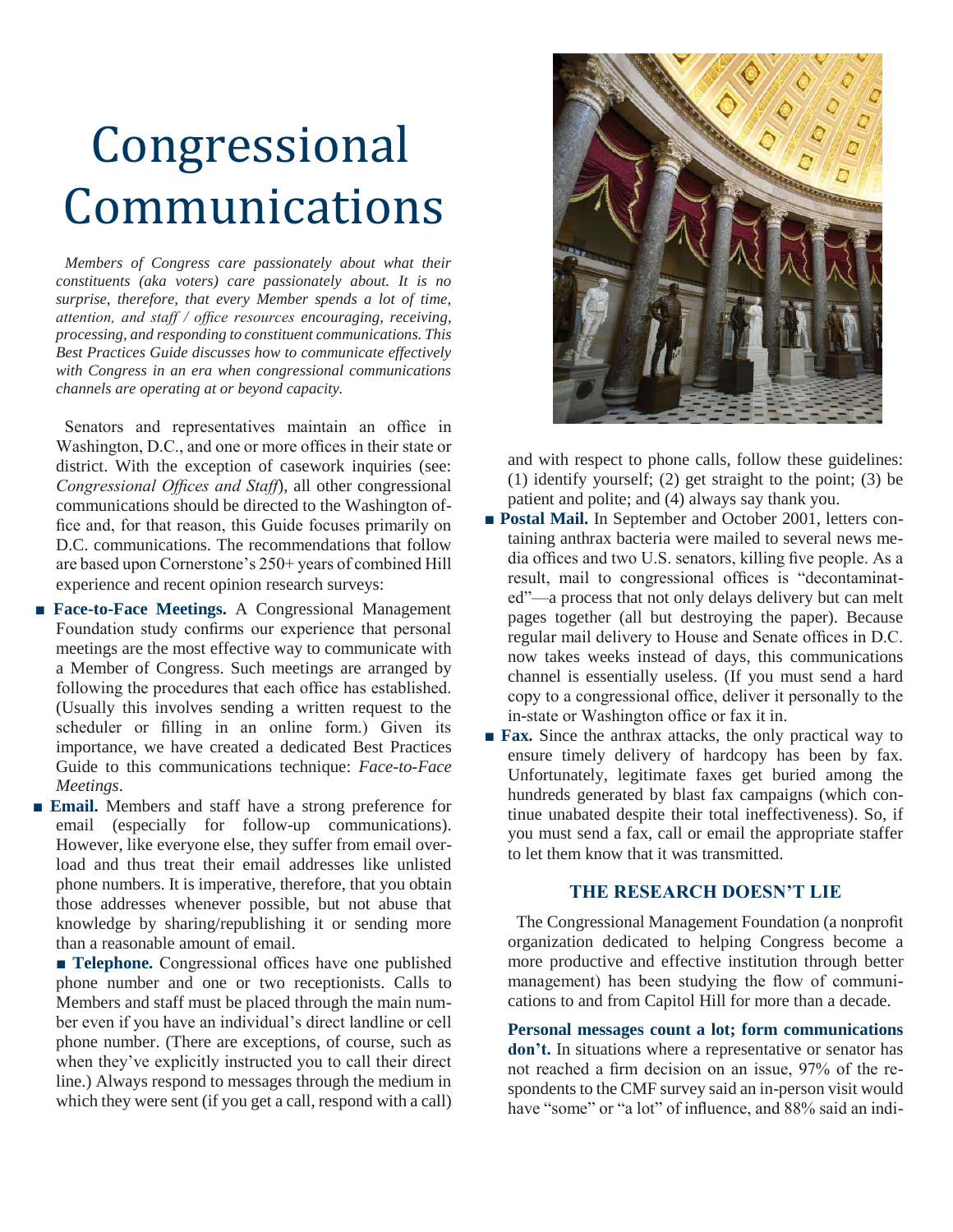# Congressional Communications

*Members of Congress care passionately about what their constituents (aka voters) care passionately about. It is no surprise, therefore, that every Member spends a lot of time, attention, and staff / office resources encouraging, receiving, processing, and responding to constituent communications. This Best Practices Guide discusses how to communicate effectively with Congress in an era when congressional communications channels are operating at or beyond capacity.*

Senators and representatives maintain an office in Washington, D.C., and one or more offices in their state or district. With the exception of casework inquiries (see: *Congressional Offices and Staff*), all other congressional communications should be directed to the Washington office and, for that reason, this Guide focuses primarily on D.C. communications. The recommendations that follow are based upon Cornerstone's 250+ years of combined Hill experience and recent opinion research surveys:

- **Face-to-Face Meetings.** A Congressional Management Foundation study confirms our experience that personal meetings are the most effective way to communicate with a Member of Congress. Such meetings are arranged by following the procedures that each office has established. (Usually this involves sending a written request to the scheduler or filling in an online form.) Given its importance, we have created a dedicated Best Practices Guide to this communications technique: *Face-to-Face Meetings*.
- **Email.** Members and staff have a strong preference for email (especially for follow-up communications). However, like everyone else, they suffer from email overload and thus treat their email addresses like unlisted phone numbers. It is imperative, therefore, that you obtain those addresses whenever possible, but not abuse that knowledge by sharing/republishing it or sending more than a reasonable amount of email.
- **Telephone.** Congressional offices have one published phone number and one or two receptionists. Calls to Members and staff must be placed through the main number even if you have an individual's direct landline or cell phone number. (There are exceptions, of course, such as when they've explicitly instructed you to call their direct line.) Always respond to messages through the medium in which they were sent (if you get a call, respond with a call) and with respect to phone calls, follow these guidelines: (1) identify yourself; (2) get straight to the point; (3) be patient and polite; and (4) always say thank you.
- **Postal Mail.** In September and October 2001, letters containing anthrax bacteria were mailed to several news media offices and two U.S. senators, killing five people. As a result, mail to congressional offices is "decontaminated"—a process that not only delays delivery but can melt pages together (all but destroying the paper). Because regular mail delivery to House and Senate offices in D.C. now takes weeks instead of days, this communications channel is essentially useless. (If you must send a hard copy to a congressional office, deliver it personally to the in-state or Washington office or fax it in.
- **Fax.** Since the anthrax attacks, the only practical way to ensure timely delivery of hardcopy has been by fax. Unfortunately, legitimate faxes get buried among the hundreds generated by blast fax campaigns (which continue unabated despite their total ineffectiveness). So, if you must send a fax, call or email the appropriate staffer to let them know that it was transmitted.

## THE RESEARCH DOESN'T LIE

The Congressional Management Foundation (a nonprofit organization dedicated to helping Congress become a more productive and effective institution through better management) has been studying the flow of communications to and from Capitol Hill for more than a decade.

**Personal messages count a lot; form communications don't.** In situations where a representative or senator has not reached a firm decision on an issue, 97% of the respondents to the CMF survey said an in-person visit would have "some" or "a lot" of influence, and 88% said an indi-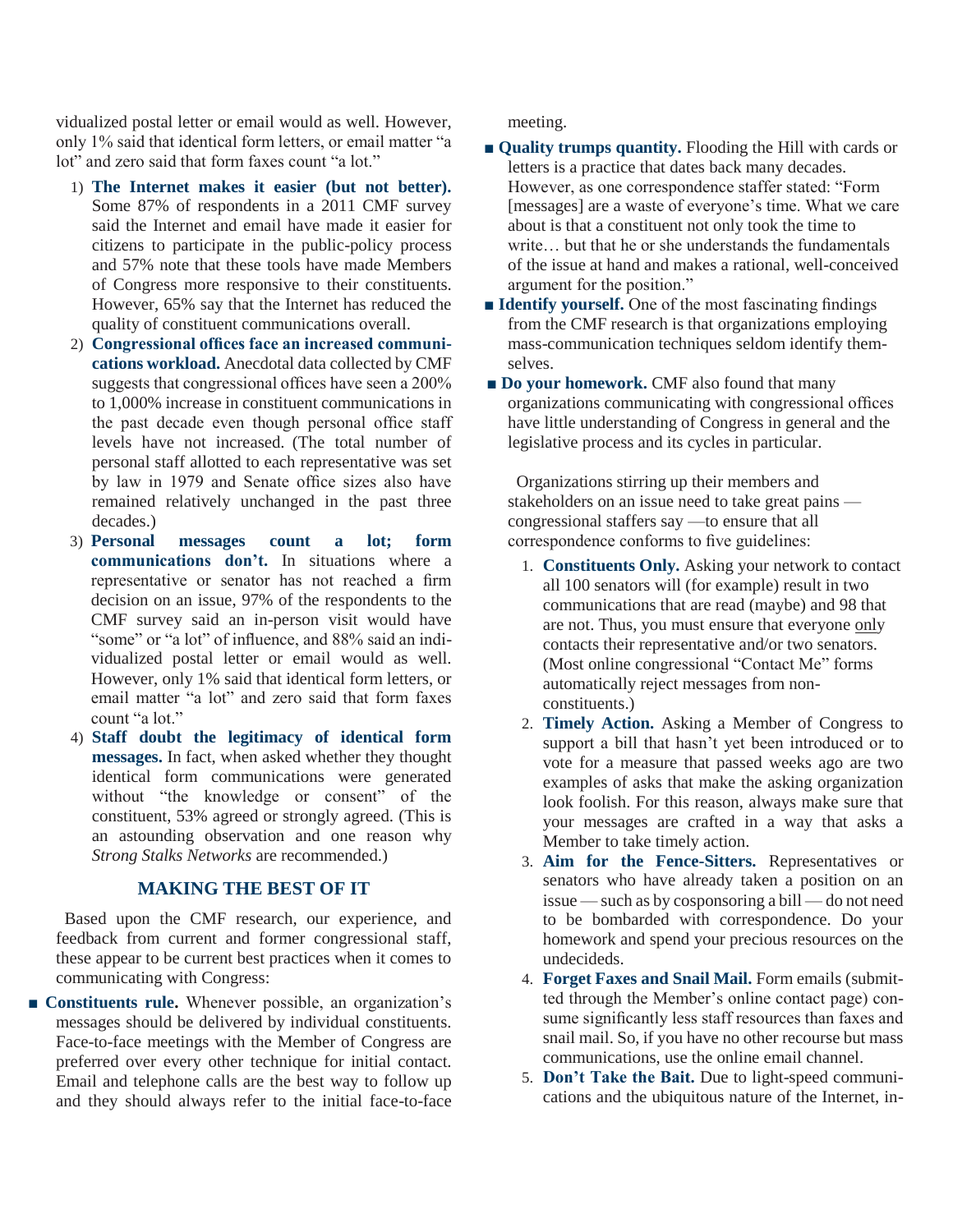vidualized postal letter or email would as well. However, only 1% said that identical form letters, or email matter "a lot" and zero said that form faxes count "a lot."

1) **The Internet makes it easier (but not better).** Some 87% of respondents in a 2011 CMF survey said the Internet and email have made it easier for citizens to participate in the public-policy process and 57% note that these tools have made Members of Congress more responsive to their constituents. However, 65% say that the Internet has reduced the quality of constituent communications overall.
2) **Congressional offices face an increased communications workload.** Anecdotal data collected by CMF suggests that congressional offices have seen a 200% to 1,000% increase in constituent communications in the past decade even though personal office staff levels have not increased. (The total number of personal staff allotted to each representative was set by law in 1979 and Senate office sizes also have remained relatively unchanged in the past three decades.)
3) **Personal messages count a lot; form communications don't.** In situations where a representative or senator has not reached a firm decision on an issue, 97% of the respondents to the CMF survey said an in-person visit would have "some" or "a lot" of influence, and 88% said an individualized postal letter or email would as well. However, only 1% said that identical form letters, or email matter "a lot" and zero said that form faxes count "a lot."
4) **Staff doubt the legitimacy of identical form messages.** In fact, when asked whether they thought identical form communications were generated without "the knowledge or consent" of the constituent, 53% agreed or strongly agreed. (This is an astounding observation and one reason why *Strong Stalks Networks* are recommended.)

## MAKING THE BEST OF IT

Based upon the CMF research, our experience, and feedback from current and former congressional staff, these appear to be current best practices when it comes to communicating with Congress:

- **Constituents rule.** Whenever possible, an organization's messages should be delivered by individual constituents. Face-to-face meetings with the Member of Congress are preferred over every other technique for initial contact. Email and telephone calls are the best way to follow up and they should always refer to the initial face-to-face meeting.
- **Quality trumps quantity.** Flooding the Hill with cards or letters is a practice that dates back many decades. However, as one correspondence staffer stated: "Form [messages] are a waste of everyone's time. What we care about is that a constituent not only took the time to write… but that he or she understands the fundamentals of the issue at hand and makes a rational, well-conceived argument for the position."
- **Identify yourself.** One of the most fascinating findings from the CMF research is that organizations employing mass-communication techniques seldom identify themselves.
- **Do your homework.** CMF also found that many organizations communicating with congressional offices have little understanding of Congress in general and the legislative process and its cycles in particular.

Organizations stirring up their members and stakeholders on an issue need to take great pains — congressional staffers say —to ensure that all correspondence conforms to five guidelines:

1. **Constituents Only.** Asking your network to contact all 100 senators will (for example) result in two communications that are read (maybe) and 98 that are not. Thus, you must ensure that everyone only contacts their representative and/or two senators. (Most online congressional "Contact Me" forms automatically reject messages from non-constituents.)
2. **Timely Action.** Asking a Member of Congress to support a bill that hasn't yet been introduced or to vote for a measure that passed weeks ago are two examples of asks that make the asking organization look foolish. For this reason, always make sure that your messages are crafted in a way that asks a Member to take timely action.
3. **Aim for the Fence-Sitters.** Representatives or senators who have already taken a position on an issue — such as by cosponsoring a bill — do not need to be bombarded with correspondence. Do your homework and spend your precious resources on the undecideds.
4. **Forget Faxes and Snail Mail.** Form emails (submitted through the Member's online contact page) consume significantly less staff resources than faxes and snail mail. So, if you have no other recourse but mass communications, use the online email channel.
5. **Don't Take the Bait.** Due to light-speed communications and the ubiquitous nature of the Internet, in-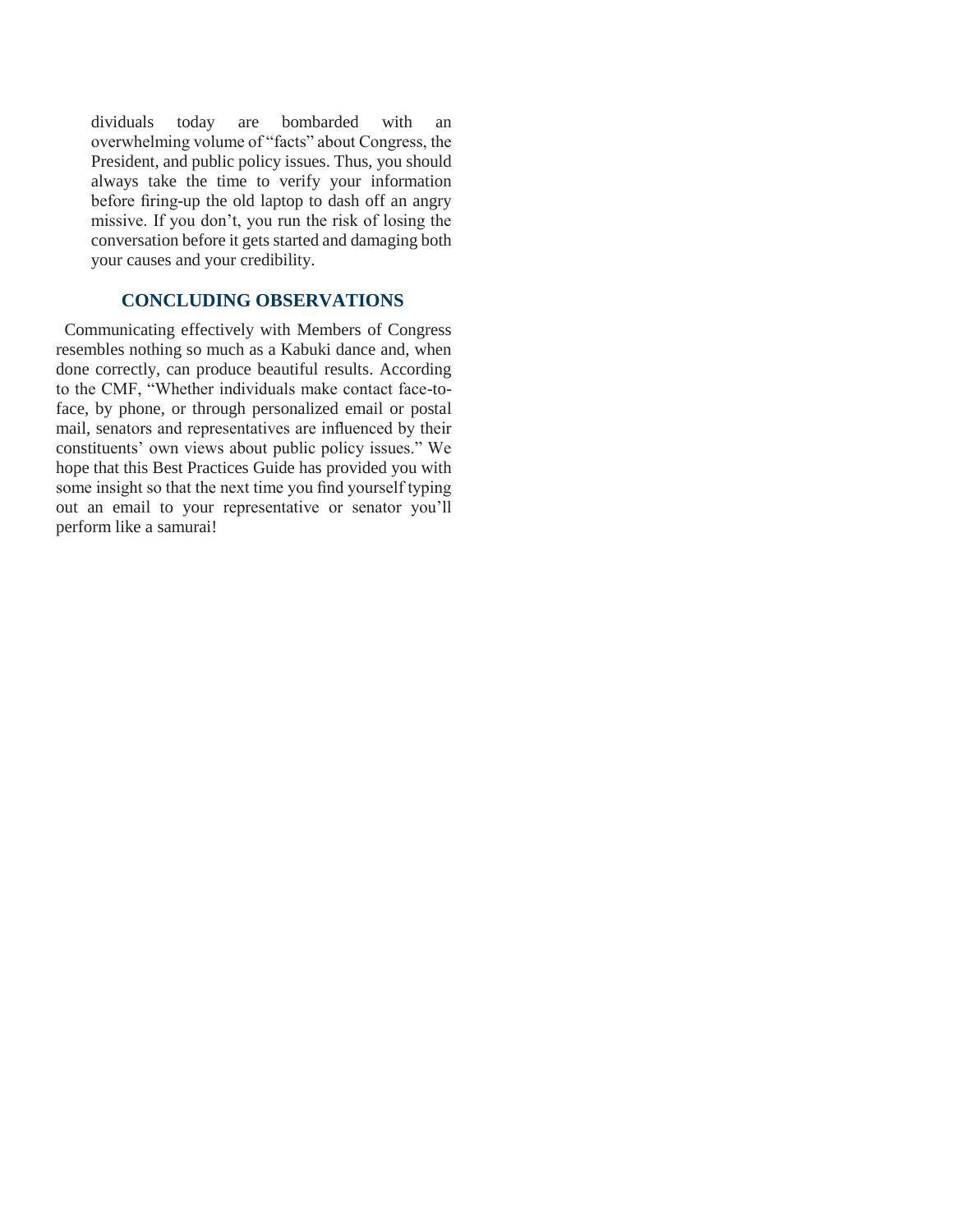dividuals today are bombarded with an overwhelming volume of "facts" about Congress, the President, and public policy issues. Thus, you should always take the time to verify your information before firing-up the old laptop to dash off an angry missive. If you don't, you run the risk of losing the conversation before it gets started and damaging both your causes and your credibility.

## CONCLUDING OBSERVATIONS

Communicating effectively with Members of Congress resembles nothing so much as a Kabuki dance and, when done correctly, can produce beautiful results. According to the CMF, "Whether individuals make contact face-to-face, by phone, or through personalized email or postal mail, senators and representatives are influenced by their constituents' own views about public policy issues." We hope that this Best Practices Guide has provided you with some insight so that the next time you find yourself typing out an email to your representative or senator you'll perform like a samurai!